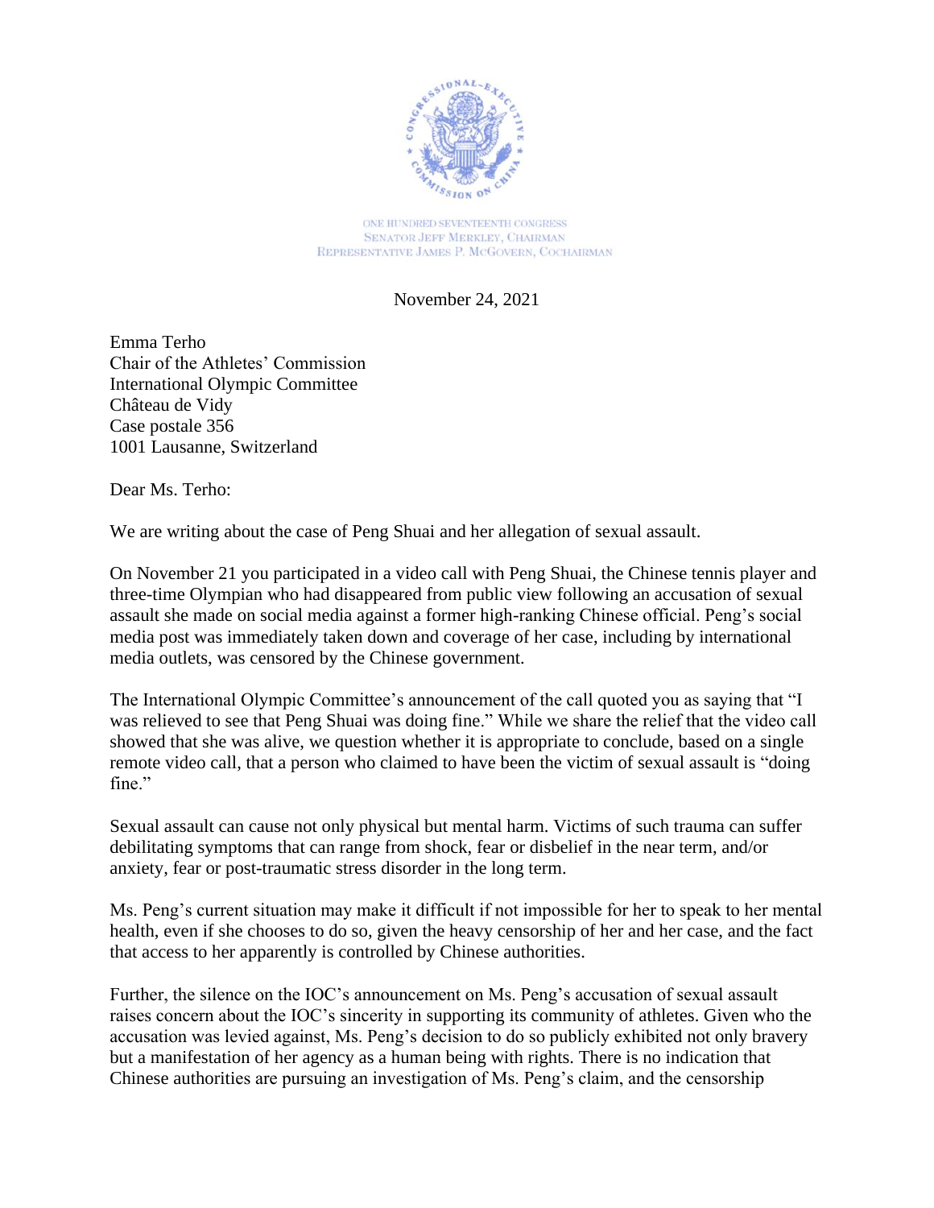ONE HUNDRED SEVENTEENTH CONGRESS
SENATOR JEFF MERKLEY, CHAIRMAN
REPRESENTATIVE JAMES P. MCGOVERN, COCHAIRMAN

November 24, 2021

Emma Terho
Chair of the Athletes' Commission
International Olympic Committee
Château de Vidy
Case postale 356
1001 Lausanne, Switzerland

Dear Ms. Terho:

We are writing about the case of Peng Shuai and her allegation of sexual assault.

On November 21 you participated in a video call with Peng Shuai, the Chinese tennis player and three-time Olympian who had disappeared from public view following an accusation of sexual assault she made on social media against a former high-ranking Chinese official. Peng's social media post was immediately taken down and coverage of her case, including by international media outlets, was censored by the Chinese government.

The International Olympic Committee's announcement of the call quoted you as saying that "I was relieved to see that Peng Shuai was doing fine." While we share the relief that the video call showed that she was alive, we question whether it is appropriate to conclude, based on a single remote video call, that a person who claimed to have been the victim of sexual assault is "doing fine."

Sexual assault can cause not only physical but mental harm. Victims of such trauma can suffer debilitating symptoms that can range from shock, fear or disbelief in the near term, and/or anxiety, fear or post-traumatic stress disorder in the long term.

Ms. Peng's current situation may make it difficult if not impossible for her to speak to her mental health, even if she chooses to do so, given the heavy censorship of her and her case, and the fact that access to her apparently is controlled by Chinese authorities.

Further, the silence on the IOC's announcement on Ms. Peng's accusation of sexual assault raises concern about the IOC's sincerity in supporting its community of athletes. Given who the accusation was levied against, Ms. Peng's decision to do so publicly exhibited not only bravery but a manifestation of her agency as a human being with rights. There is no indication that Chinese authorities are pursuing an investigation of Ms. Peng's claim, and the censorship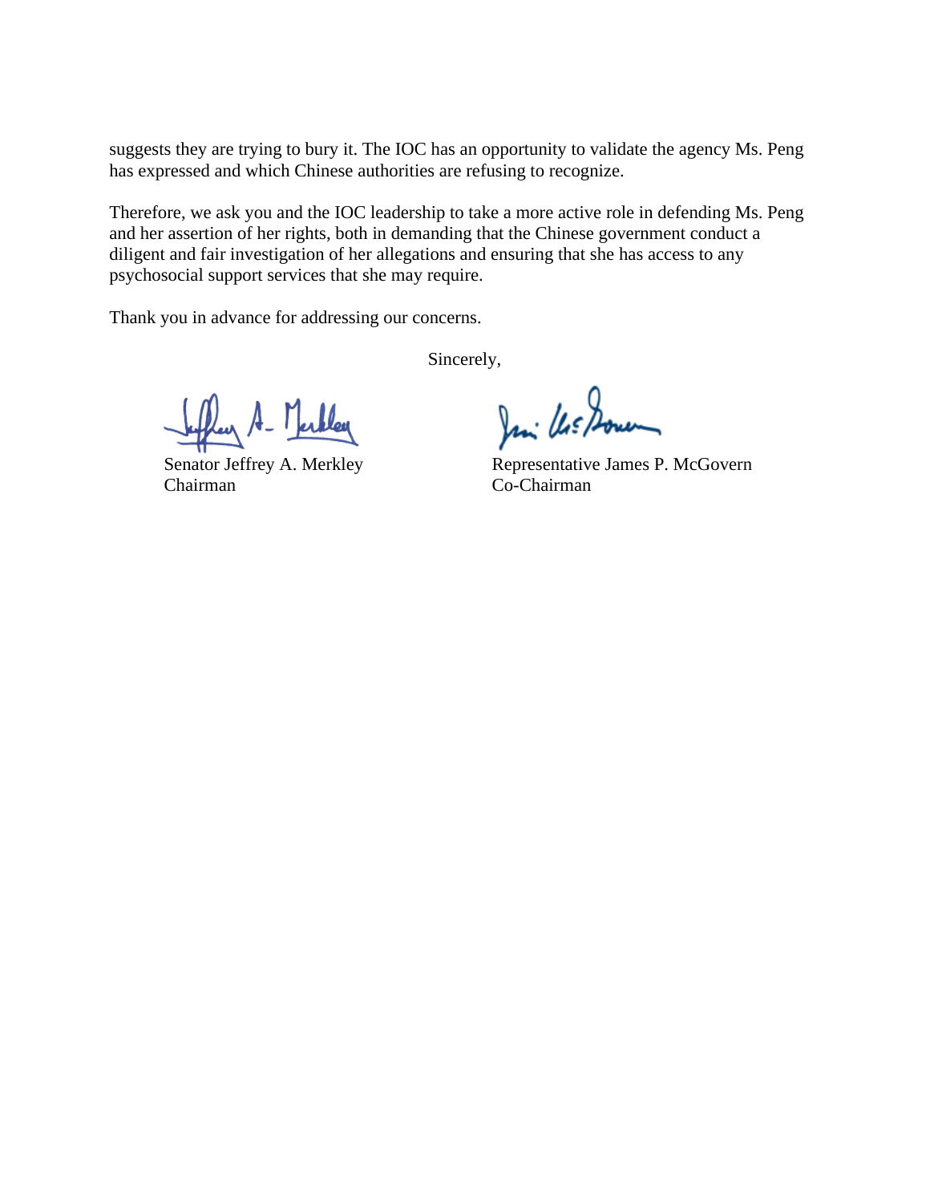suggests they are trying to bury it. The IOC has an opportunity to validate the agency Ms. Peng has expressed and which Chinese authorities are refusing to recognize.

Therefore, we ask you and the IOC leadership to take a more active role in defending Ms. Peng and her assertion of her rights, both in demanding that the Chinese government conduct a diligent and fair investigation of her allegations and ensuring that she has access to any psychosocial support services that she may require.

Thank you in advance for addressing our concerns.

Sincerely,

Senator Jeffrey A. Merkley
Chairman

Representative James P. McGovern
Co-Chairman